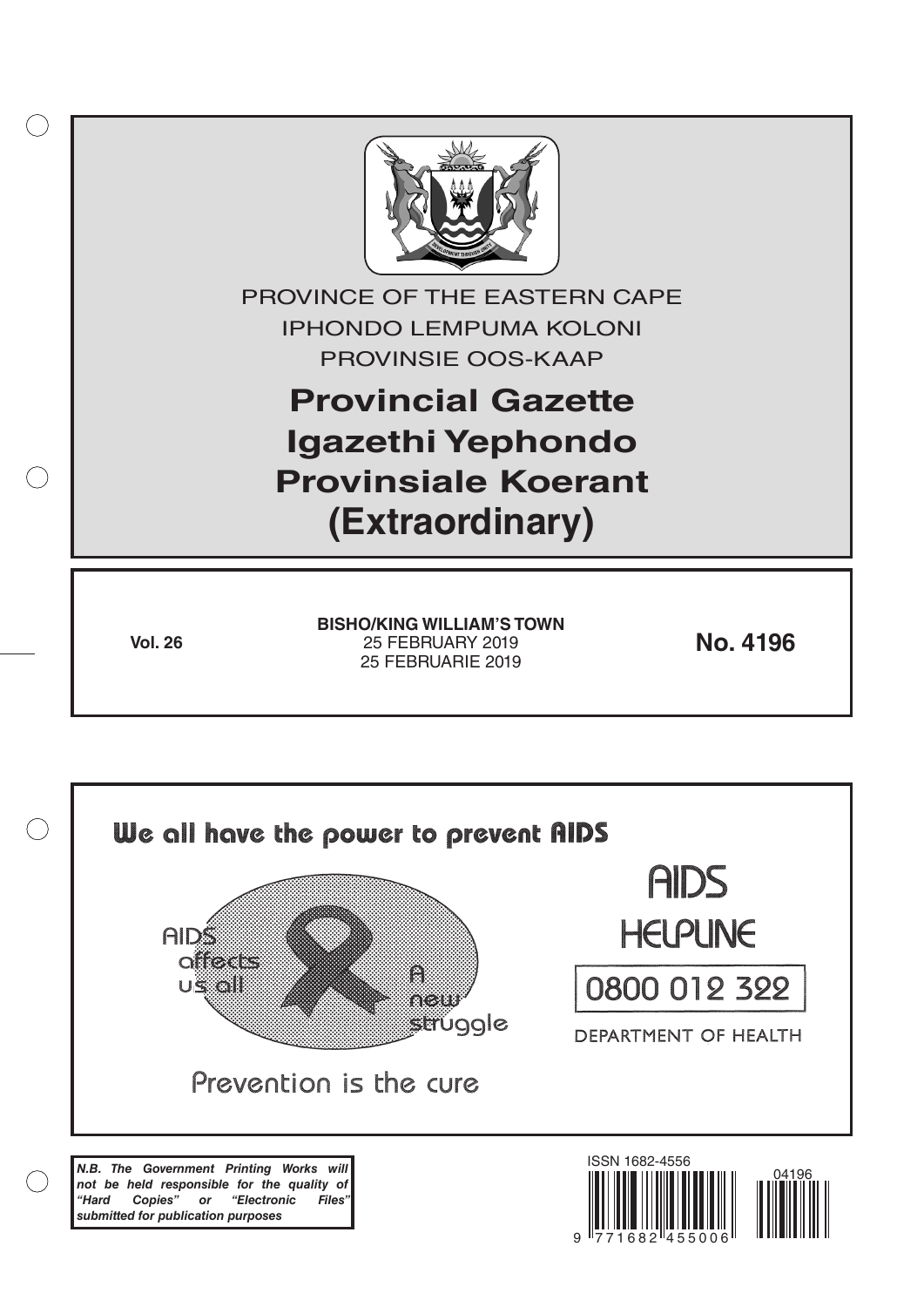PROVINCE OF THE EASTERN CAPE

IPHONDO LEMPUMA KOLONI

PROVINSIE OOS-KAAP

# Provincial Gazette
# Igazethi Yephondo
# Provinsiale Koerant
# (Extraordinary)

**Vol. 26**

**BISHO/KING WILLIAM'S TOWN**
25 FEBRUARY 2019
25 FEBRUARIE 2019

**No. 4196**

**We all have the power to prevent AIDS**

AIDS affects us all

A new struggle

Prevention is the cure

AIDS HELPLINE

0800 012 322

DEPARTMENT OF HEALTH

***N.B. The Government Printing Works will not be held responsible for the quality of "Hard Copies" or "Electronic Files" submitted for publication purposes***

ISSN 1682-4556

9 771682 455006

04196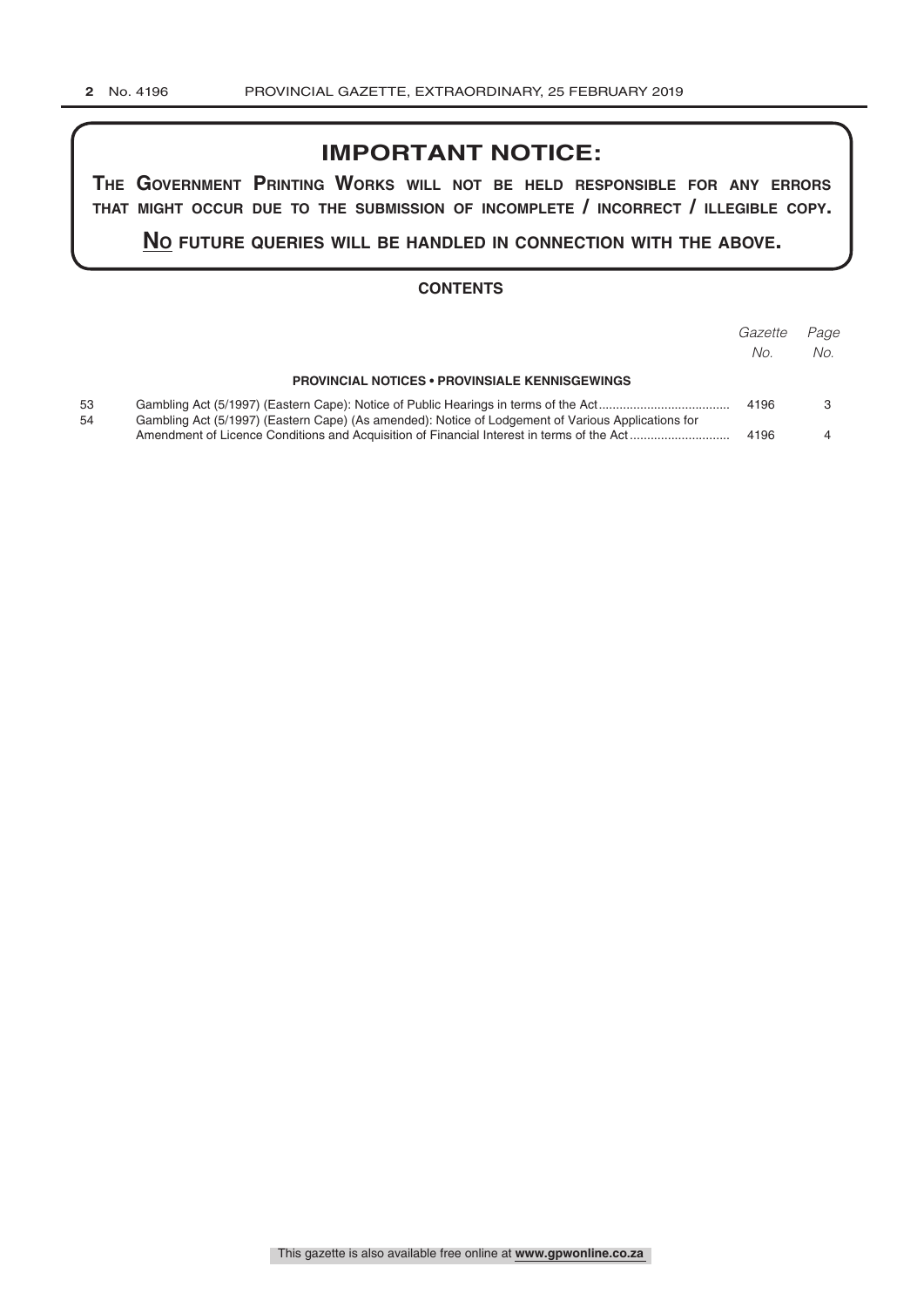## IMPORTANT NOTICE:

**The Government Printing Works will not be held responsible for any errors that might occur due to the submission of incomplete / incorrect / illegible copy.**

**No future queries will be handled in connection with the above.**

### CONTENTS

| | | Gazette No. | Page No. |
|---|---|---|---|
| | **PROVINCIAL NOTICES • PROVINSIALE KENNISGEWINGS** | | |
| 53 | Gambling Act (5/1997) (Eastern Cape): Notice of Public Hearings in terms of the Act | 4196 | 3 |
| 54 | Gambling Act (5/1997) (Eastern Cape) (As amended): Notice of Lodgement of Various Applications for Amendment of Licence Conditions and Acquisition of Financial Interest in terms of the Act | 4196 | 4 |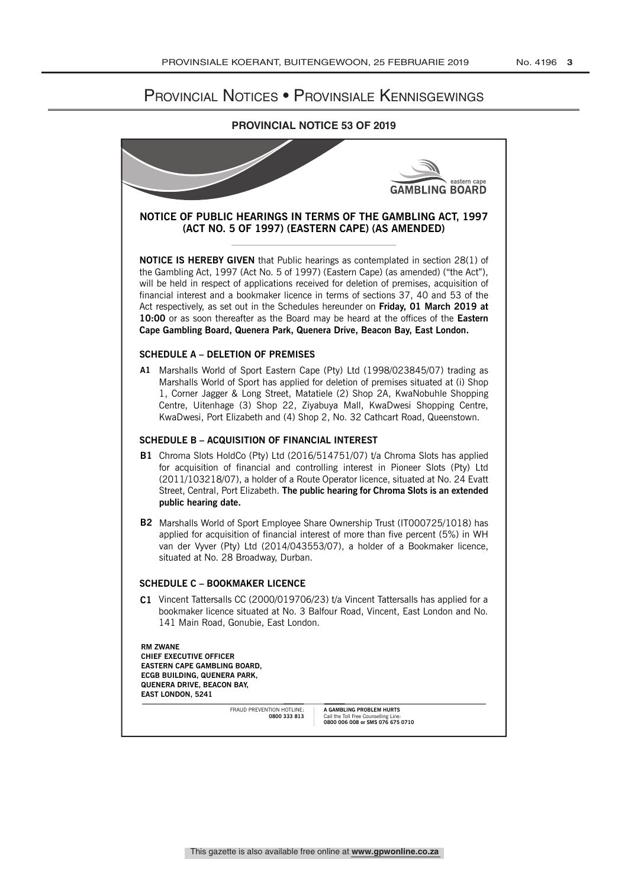# Provincial Notices • Provinsiale Kennisgewings

## PROVINCIAL NOTICE 53 OF 2019

eastern cape
**GAMBLING BOARD**

### NOTICE OF PUBLIC HEARINGS IN TERMS OF THE GAMBLING ACT, 1997 (ACT NO. 5 OF 1997) (EASTERN CAPE) (AS AMENDED)

**NOTICE IS HEREBY GIVEN** that Public hearings as contemplated in section 28(1) of the Gambling Act, 1997 (Act No. 5 of 1997) (Eastern Cape) (as amended) ("the Act"), will be held in respect of applications received for deletion of premises, acquisition of financial interest and a bookmaker licence in terms of sections 37, 40 and 53 of the Act respectively, as set out in the Schedules hereunder on **Friday, 01 March 2019 at 10:00** or as soon thereafter as the Board may be heard at the offices of the **Eastern Cape Gambling Board, Quenera Park, Quenera Drive, Beacon Bay, East London.**

### SCHEDULE A – DELETION OF PREMISES

**A1** Marshalls World of Sport Eastern Cape (Pty) Ltd (1998/023845/07) trading as Marshalls World of Sport has applied for deletion of premises situated at (i) Shop 1, Corner Jagger & Long Street, Matatiele (2) Shop 2A, KwaNobuhle Shopping Centre, Uitenhage (3) Shop 22, Ziyabuya Mall, KwaDwesi Shopping Centre, KwaDwesi, Port Elizabeth and (4) Shop 2, No. 32 Cathcart Road, Queenstown.

### SCHEDULE B – ACQUISITION OF FINANCIAL INTEREST

**B1** Chroma Slots HoldCo (Pty) Ltd (2016/514751/07) t/a Chroma Slots has applied for acquisition of financial and controlling interest in Pioneer Slots (Pty) Ltd (2011/103218/07), a holder of a Route Operator licence, situated at No. 24 Evatt Street, Central, Port Elizabeth. **The public hearing for Chroma Slots is an extended public hearing date.**

**B2** Marshalls World of Sport Employee Share Ownership Trust (IT000725/1018) has applied for acquisition of financial interest of more than five percent (5%) in WH van der Vyver (Pty) Ltd (2014/043553/07), a holder of a Bookmaker licence, situated at No. 28 Broadway, Durban.

### SCHEDULE C – BOOKMAKER LICENCE

**C1** Vincent Tattersalls CC (2000/019706/23) t/a Vincent Tattersalls has applied for a bookmaker licence situated at No. 3 Balfour Road, Vincent, East London and No. 141 Main Road, Gonubie, East London.

**RM ZWANE**
**CHIEF EXECUTIVE OFFICER**
**EASTERN CAPE GAMBLING BOARD,**
**ECGB BUILDING, QUENERA PARK,**
**QUENERA DRIVE, BEACON BAY,**
**EAST LONDON, 5241**

FRAUD PREVENTION HOTLINE: **0800 333 813**

**A GAMBLING PROBLEM HURTS**
Call the Toll Free Counselling Line:
**0800 006 008 or SMS 076 675 0710**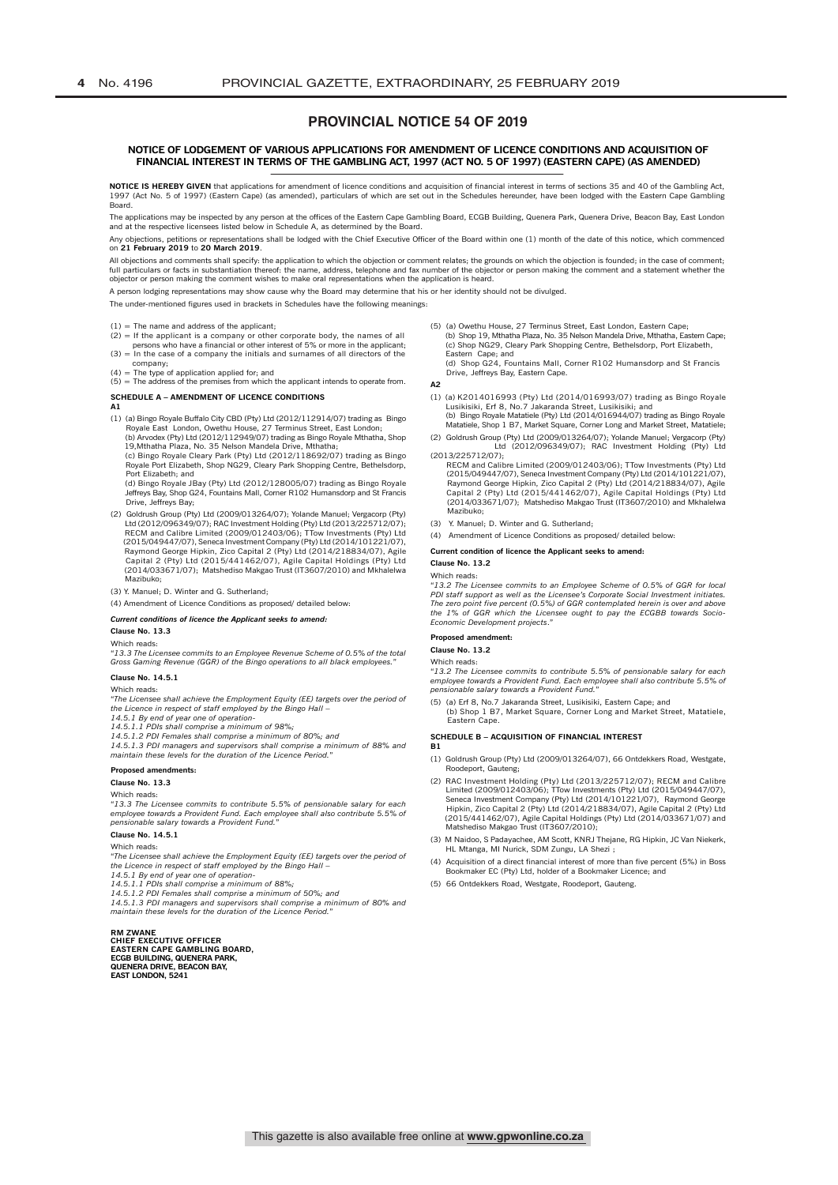# PROVINCIAL NOTICE 54 OF 2019

## NOTICE OF LODGEMENT OF VARIOUS APPLICATIONS FOR AMENDMENT OF LICENCE CONDITIONS AND ACQUISITION OF FINANCIAL INTEREST IN TERMS OF THE GAMBLING ACT, 1997 (ACT NO. 5 OF 1997) (EASTERN CAPE) (AS AMENDED)

**NOTICE IS HEREBY GIVEN** that applications for amendment of licence conditions and acquisition of financial interest in terms of sections 35 and 40 of the Gambling Act, 1997 (Act No. 5 of 1997) (Eastern Cape) (as amended), particulars of which are set out in the Schedules hereunder, have been lodged with the Eastern Cape Gambling Board.

The applications may be inspected by any person at the offices of the Eastern Cape Gambling Board, ECGB Building, Quenera Park, Quenera Drive, Beacon Bay, East London and at the respective licensees listed below in Schedule A, as determined by the Board.

Any objections, petitions or representations shall be lodged with the Chief Executive Officer of the Board within one (1) month of the date of this notice, which commenced on **21 February 2019** to **20 March 2019**.

All objections and comments shall specify: the application to which the objection or comment relates; the grounds on which the objection is founded; in the case of comment; full particulars or facts in substantiation thereof: the name, address, telephone and fax number of the objector or person making the comment and a statement whether the objector or person making the comment wishes to make oral representations when the application is heard.

A person lodging representations may show cause why the Board may determine that his or her identity should not be divulged.

The under-mentioned figures used in brackets in Schedules have the following meanings:

(1) = The name and address of the applicant;
(2) = If the applicant is a company or other corporate body, the names of all persons who have a financial or other interest of 5% or more in the applicant;
(3) = In the case of a company the initials and surnames of all directors of the company;
(4) = The type of application applied for; and
(5) = The address of the premises from which the applicant intends to operate from.

### SCHEDULE A – AMENDMENT OF LICENCE CONDITIONS

**A1**

(1) (a) Bingo Royale Buffalo City CBD (Pty) Ltd (2012/112914/07) trading as Bingo Royale East London, Owethu House, 27 Terminus Street, East London;
(b) Arvodex (Pty) Ltd (2012/112949/07) trading as Bingo Royale Mthatha, Shop 19,Mthatha Plaza, No. 35 Nelson Mandela Drive, Mthatha;
(c) Bingo Royale Cleary Park (Pty) Ltd (2012/118692/07) trading as Bingo Royale Port Elizabeth, Shop NG29, Cleary Park Shopping Centre, Bethelsdorp, Port Elizabeth; and
(d) Bingo Royale JBay (Pty) Ltd (2012/128005/07) trading as Bingo Royale Jeffreys Bay, Shop G24, Fountains Mall, Corner R102 Humansdorp and St Francis Drive, Jeffreys Bay;

(2) Goldrush Group (Pty) Ltd (2009/013264/07); Yolande Manuel; Vergacorp (Pty) Ltd (2012/096349/07); RAC Investment Holding (Pty) Ltd (2013/225712/07); RECM and Calibre Limited (2009/012403/06); TTow Investments (Pty) Ltd (2015/049447/07), Seneca Investment Company (Pty) Ltd (2014/101221/07), Raymond George Hipkin, Zico Capital 2 (Pty) Ltd (2014/218834/07), Agile Capital 2 (Pty) Ltd (2015/441462/07), Agile Capital Holdings (Pty) Ltd (2014/033671/07); Matshediso Makgao Trust (IT3607/2010) and Mkhalelwa Mazibuko;

(3) Y. Manuel; D. Winter and G. Sutherland;

(4) Amendment of Licence Conditions as proposed/ detailed below:

***Current conditions of licence the Applicant seeks to amend:***

**Clause No. 13.3**

Which reads:

"*13.3 The Licensee commits to an Employee Revenue Scheme of 0.5% of the total Gross Gaming Revenue (GGR) of the Bingo operations to all black employees.*"

**Clause No. 14.5.1**

Which reads:

"*The Licensee shall achieve the Employment Equity (EE) targets over the period of the Licence in respect of staff employed by the Bingo Hall –*
*14.5.1 By end of year one of operation-*
*14.5.1.1 PDIs shall comprise a minimum of 98%;*
*14.5.1.2 PDI Females shall comprise a minimum of 80%; and*
*14.5.1.3 PDI managers and supervisors shall comprise a minimum of 88% and maintain these levels for the duration of the Licence Period.*"

**Proposed amendments:**

**Clause No. 13.3**

Which reads:

"*13.3 The Licensee commits to contribute 5.5% of pensionable salary for each employee towards a Provident Fund. Each employee shall also contribute 5.5% of pensionable salary towards a Provident Fund.*"

**Clause No. 14.5.1**

Which reads:

"*The Licensee shall achieve the Employment Equity (EE) targets over the period of the Licence in respect of staff employed by the Bingo Hall –*
*14.5.1 By end of year one of operation-*
*14.5.1.1 PDIs shall comprise a minimum of 88%;*
*14.5.1.2 PDI Females shall comprise a minimum of 50%; and*
*14.5.1.3 PDI managers and supervisors shall comprise a minimum of 80% and maintain these levels for the duration of the Licence Period.*"

(5) (a) Owethu House, 27 Terminus Street, East London, Eastern Cape;
(b) Shop 19, Mthatha Plaza, No. 35 Nelson Mandela Drive, Mthatha, Eastern Cape;
(c) Shop NG29, Cleary Park Shopping Centre, Bethelsdorp, Port Elizabeth, Eastern Cape; and
(d) Shop G24, Fountains Mall, Corner R102 Humansdorp and St Francis Drive, Jeffreys Bay, Eastern Cape.

**A2**

(1) (a) K2014016993 (Pty) Ltd (2014/016993/07) trading as Bingo Royale Lusikisiki, Erf 8, No.7 Jakaranda Street, Lusikisiki; and
(b) Bingo Royale Matatiele (Pty) Ltd (2014/016944/07) trading as Bingo Royale Matatiele, Shop 1 B7, Market Square, Corner Long and Market Street, Matatiele;

(2) Goldrush Group (Pty) Ltd (2009/013264/07); Yolande Manuel; Vergacorp (Pty) Ltd (2012/096349/07); RAC Investment Holding (Pty) Ltd (2013/225712/07);
RECM and Calibre Limited (2009/012403/06); TTow Investments (Pty) Ltd (2015/049447/07), Seneca Investment Company (Pty) Ltd (2014/101221/07), Raymond George Hipkin, Zico Capital 2 (Pty) Ltd (2014/218834/07), Agile Capital 2 (Pty) Ltd (2015/441462/07), Agile Capital Holdings (Pty) Ltd (2014/033671/07); Matshediso Makgao Trust (IT3607/2010) and Mkhalelwa Mazibuko;

(3) Y. Manuel; D. Winter and G. Sutherland;

(4) Amendment of Licence Conditions as proposed/ detailed below:

**Current condition of licence the Applicant seeks to amend:**

**Clause No. 13.2**

Which reads:

"*13.2 The Licensee commits to an Employee Scheme of 0.5% of GGR for local PDI staff support as well as the Licensee's Corporate Social Investment initiates. The zero point five percent (0.5%) of GGR contemplated herein is over and above the 1% of GGR which the Licensee ought to pay the ECGBB towards Socio-Economic Development projects.*"

**Proposed amendment:**

**Clause No. 13.2**

Which reads:

"*13.2 The Licensee commits to contribute 5.5% of pensionable salary for each employee towards a Provident Fund. Each employee shall also contribute 5.5% of pensionable salary towards a Provident Fund.*"

(5) (a) Erf 8, No.7 Jakaranda Street, Lusikisiki, Eastern Cape; and
(b) Shop 1 B7, Market Square, Corner Long and Market Street, Matatiele, Eastern Cape.

### SCHEDULE B – ACQUISITION OF FINANCIAL INTEREST

**B1**

(1) Goldrush Group (Pty) Ltd (2009/013264/07), 66 Ontdekkers Road, Westgate, Roodeport, Gauteng;

(2) RAC Investment Holding (Pty) Ltd (2013/225712/07); RECM and Calibre Limited (2009/012403/06); TTow Investments (Pty) Ltd (2015/049447/07), Seneca Investment Company (Pty) Ltd (2014/101221/07), Raymond George Hipkin, Zico Capital 2 (Pty) Ltd (2014/218834/07), Agile Capital 2 (Pty) Ltd (2015/441462/07), Agile Capital Holdings (Pty) Ltd (2014/033671/07) and Matshediso Makgao Trust (IT3607/2010);

(3) M Naidoo, S Padayachee, AM Scott, KNRJ Thejane, RG Hipkin, JC Van Niekerk, HL Mtanga, MI Nurick, SDM Zungu, LA Shezi ;

(4) Acquisition of a direct financial interest of more than five percent (5%) in Boss Bookmaker EC (Pty) Ltd, holder of a Bookmaker Licence; and

(5) 66 Ontdekkers Road, Westgate, Roodeport, Gauteng.

**RM ZWANE**
**CHIEF EXECUTIVE OFFICER**
**EASTERN CAPE GAMBLING BOARD,**
**ECGB BUILDING, QUENERA PARK,**
**QUENERA DRIVE, BEACON BAY,**
**EAST LONDON, 5241**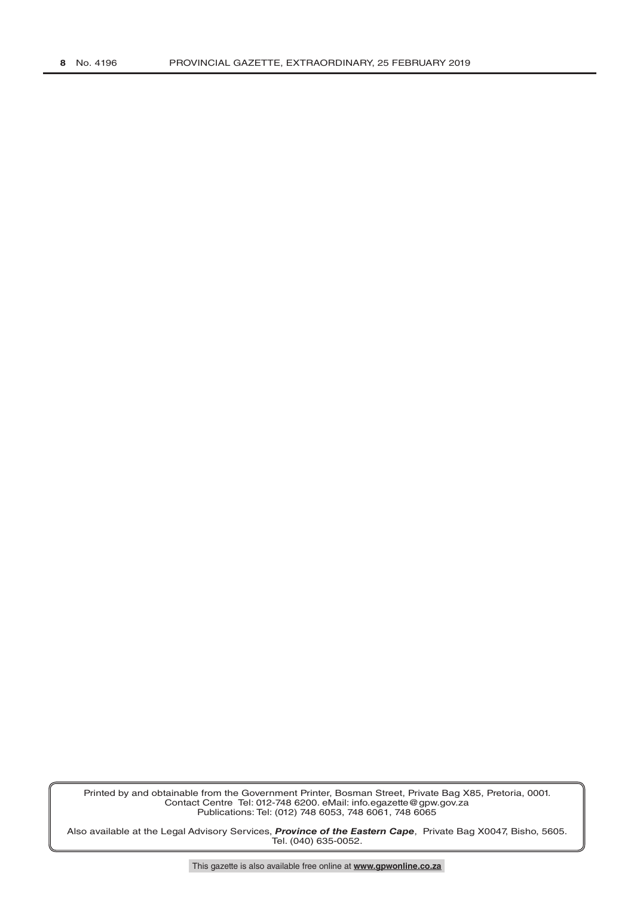Printed by and obtainable from the Government Printer, Bosman Street, Private Bag X85, Pretoria, 0001.
Contact Centre Tel: 012-748 6200. eMail: info.egazette@gpw.gov.za
Publications: Tel: (012) 748 6053, 748 6061, 748 6065

Also available at the Legal Advisory Services, ***Province of the Eastern Cape***, Private Bag X0047, Bisho, 5605.
Tel. (040) 635-0052.

This gazette is also available free online at **www.gpwonline.co.za**